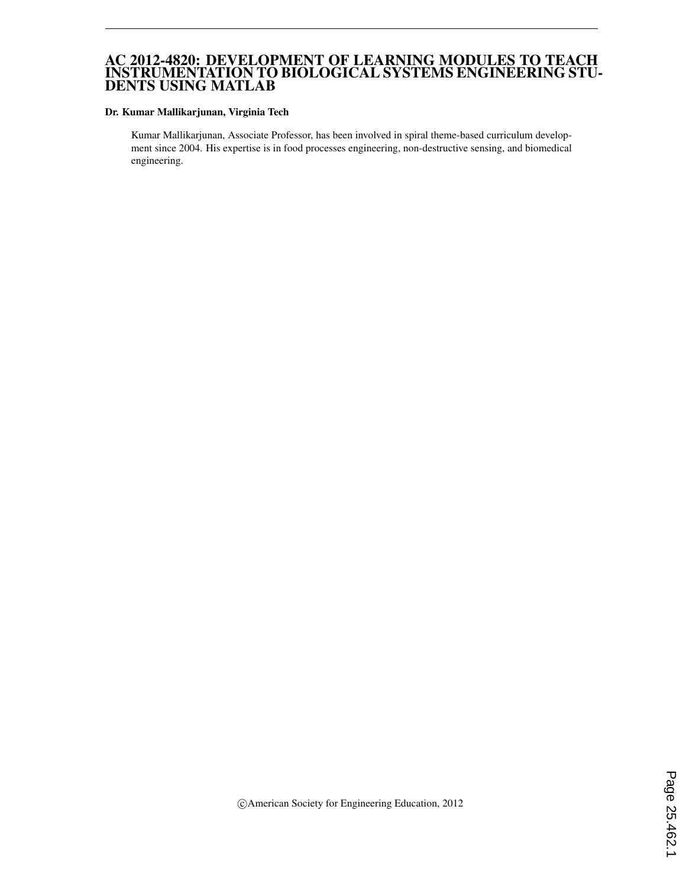# AC 2012-4820: DEVELOPMENT OF LEARNING MODULES TO TEACH INSTRUMENTATION TO BIOLOGICAL SYSTEMS ENGINEERING STUDENTS USING MATLAB

**Dr. Kumar Mallikarjunan, Virginia Tech**

Kumar Mallikarjunan, Associate Professor, has been involved in spiral theme-based curriculum development since 2004. His expertise is in food processes engineering, non-destructive sensing, and biomedical engineering.

©American Society for Engineering Education, 2012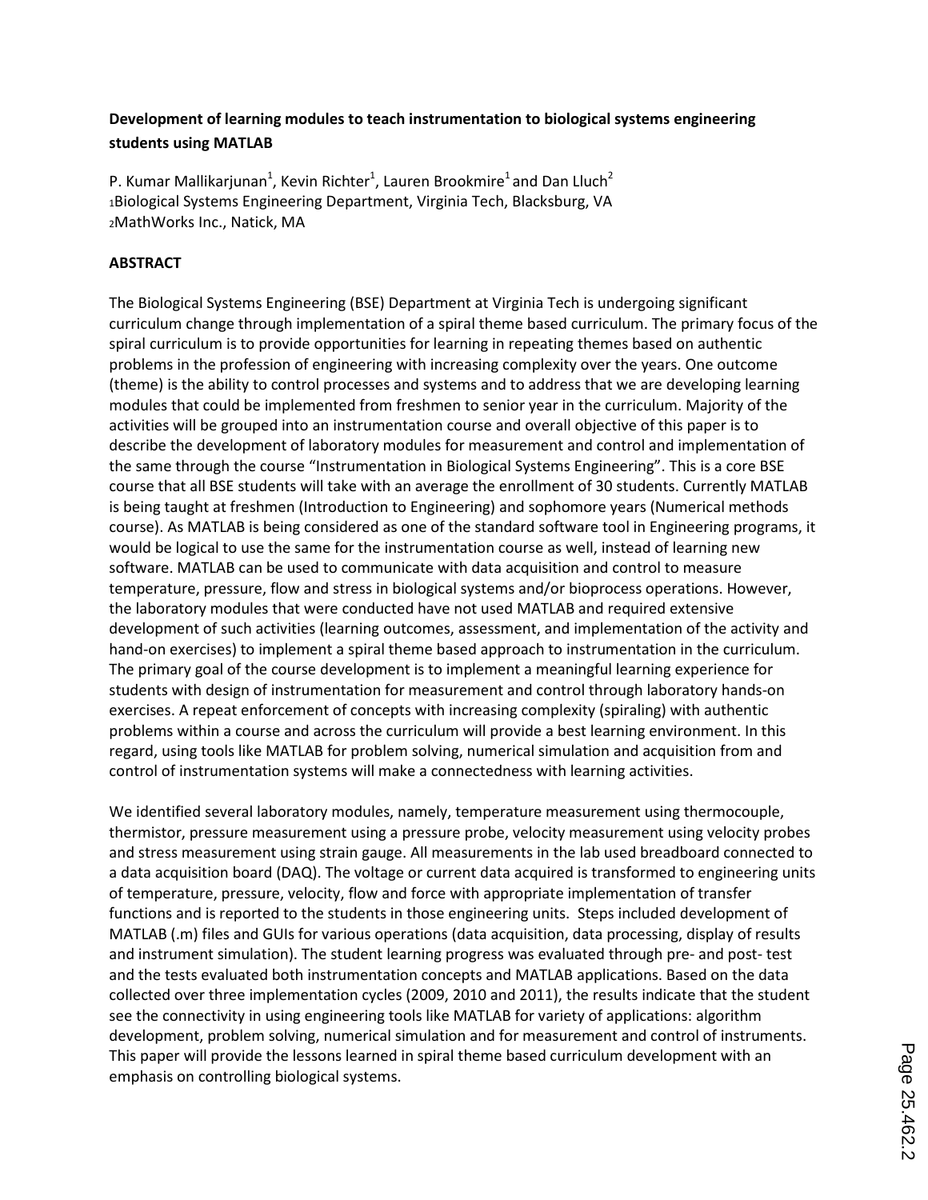**Development of learning modules to teach instrumentation to biological systems engineering students using MATLAB**

P. Kumar Mallikarjunan[1], Kevin Richter[1], Lauren Brookmire[1] and Dan Lluch[2]
[1]Biological Systems Engineering Department, Virginia Tech, Blacksburg, VA
[2]MathWorks Inc., Natick, MA

**ABSTRACT**

The Biological Systems Engineering (BSE) Department at Virginia Tech is undergoing significant curriculum change through implementation of a spiral theme based curriculum. The primary focus of the spiral curriculum is to provide opportunities for learning in repeating themes based on authentic problems in the profession of engineering with increasing complexity over the years. One outcome (theme) is the ability to control processes and systems and to address that we are developing learning modules that could be implemented from freshmen to senior year in the curriculum. Majority of the activities will be grouped into an instrumentation course and overall objective of this paper is to describe the development of laboratory modules for measurement and control and implementation of the same through the course "Instrumentation in Biological Systems Engineering". This is a core BSE course that all BSE students will take with an average the enrollment of 30 students. Currently MATLAB is being taught at freshmen (Introduction to Engineering) and sophomore years (Numerical methods course). As MATLAB is being considered as one of the standard software tool in Engineering programs, it would be logical to use the same for the instrumentation course as well, instead of learning new software. MATLAB can be used to communicate with data acquisition and control to measure temperature, pressure, flow and stress in biological systems and/or bioprocess operations. However, the laboratory modules that were conducted have not used MATLAB and required extensive development of such activities (learning outcomes, assessment, and implementation of the activity and hand-on exercises) to implement a spiral theme based approach to instrumentation in the curriculum. The primary goal of the course development is to implement a meaningful learning experience for students with design of instrumentation for measurement and control through laboratory hands-on exercises. A repeat enforcement of concepts with increasing complexity (spiraling) with authentic problems within a course and across the curriculum will provide a best learning environment. In this regard, using tools like MATLAB for problem solving, numerical simulation and acquisition from and control of instrumentation systems will make a connectedness with learning activities.

We identified several laboratory modules, namely, temperature measurement using thermocouple, thermistor, pressure measurement using a pressure probe, velocity measurement using velocity probes and stress measurement using strain gauge. All measurements in the lab used breadboard connected to a data acquisition board (DAQ). The voltage or current data acquired is transformed to engineering units of temperature, pressure, velocity, flow and force with appropriate implementation of transfer functions and is reported to the students in those engineering units. Steps included development of MATLAB (.m) files and GUIs for various operations (data acquisition, data processing, display of results and instrument simulation). The student learning progress was evaluated through pre- and post- test and the tests evaluated both instrumentation concepts and MATLAB applications. Based on the data collected over three implementation cycles (2009, 2010 and 2011), the results indicate that the student see the connectivity in using engineering tools like MATLAB for variety of applications: algorithm development, problem solving, numerical simulation and for measurement and control of instruments. This paper will provide the lessons learned in spiral theme based curriculum development with an emphasis on controlling biological systems.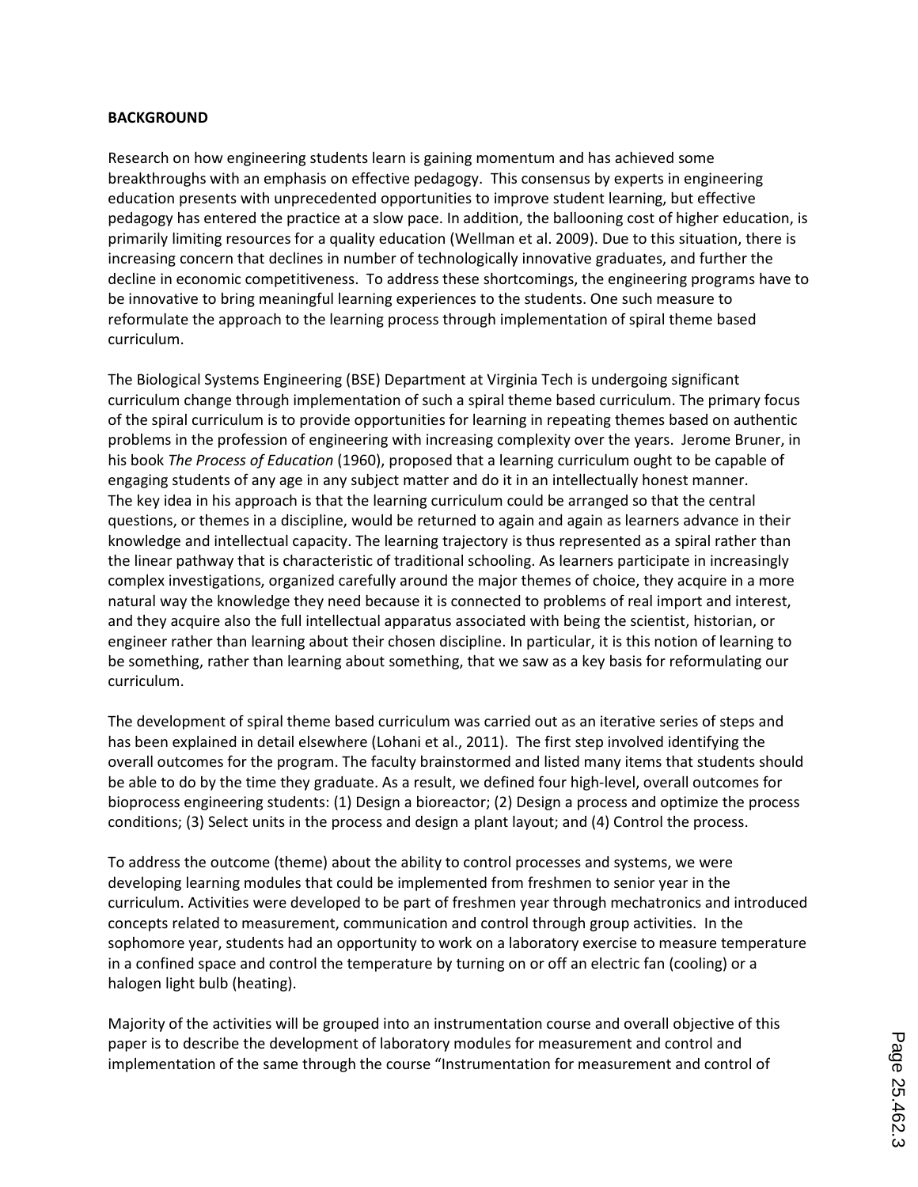**BACKGROUND**

Research on how engineering students learn is gaining momentum and has achieved some breakthroughs with an emphasis on effective pedagogy. This consensus by experts in engineering education presents with unprecedented opportunities to improve student learning, but effective pedagogy has entered the practice at a slow pace. In addition, the ballooning cost of higher education, is primarily limiting resources for a quality education (Wellman et al. 2009). Due to this situation, there is increasing concern that declines in number of technologically innovative graduates, and further the decline in economic competitiveness. To address these shortcomings, the engineering programs have to be innovative to bring meaningful learning experiences to the students. One such measure to reformulate the approach to the learning process through implementation of spiral theme based curriculum.

The Biological Systems Engineering (BSE) Department at Virginia Tech is undergoing significant curriculum change through implementation of such a spiral theme based curriculum. The primary focus of the spiral curriculum is to provide opportunities for learning in repeating themes based on authentic problems in the profession of engineering with increasing complexity over the years. Jerome Bruner, in his book *The Process of Education* (1960), proposed that a learning curriculum ought to be capable of engaging students of any age in any subject matter and do it in an intellectually honest manner. The key idea in his approach is that the learning curriculum could be arranged so that the central questions, or themes in a discipline, would be returned to again and again as learners advance in their knowledge and intellectual capacity. The learning trajectory is thus represented as a spiral rather than the linear pathway that is characteristic of traditional schooling. As learners participate in increasingly complex investigations, organized carefully around the major themes of choice, they acquire in a more natural way the knowledge they need because it is connected to problems of real import and interest, and they acquire also the full intellectual apparatus associated with being the scientist, historian, or engineer rather than learning about their chosen discipline. In particular, it is this notion of learning to be something, rather than learning about something, that we saw as a key basis for reformulating our curriculum.

The development of spiral theme based curriculum was carried out as an iterative series of steps and has been explained in detail elsewhere (Lohani et al., 2011). The first step involved identifying the overall outcomes for the program. The faculty brainstormed and listed many items that students should be able to do by the time they graduate. As a result, we defined four high-level, overall outcomes for bioprocess engineering students: (1) Design a bioreactor; (2) Design a process and optimize the process conditions; (3) Select units in the process and design a plant layout; and (4) Control the process.

To address the outcome (theme) about the ability to control processes and systems, we were developing learning modules that could be implemented from freshmen to senior year in the curriculum. Activities were developed to be part of freshmen year through mechatronics and introduced concepts related to measurement, communication and control through group activities. In the sophomore year, students had an opportunity to work on a laboratory exercise to measure temperature in a confined space and control the temperature by turning on or off an electric fan (cooling) or a halogen light bulb (heating).

Majority of the activities will be grouped into an instrumentation course and overall objective of this paper is to describe the development of laboratory modules for measurement and control and implementation of the same through the course "Instrumentation for measurement and control of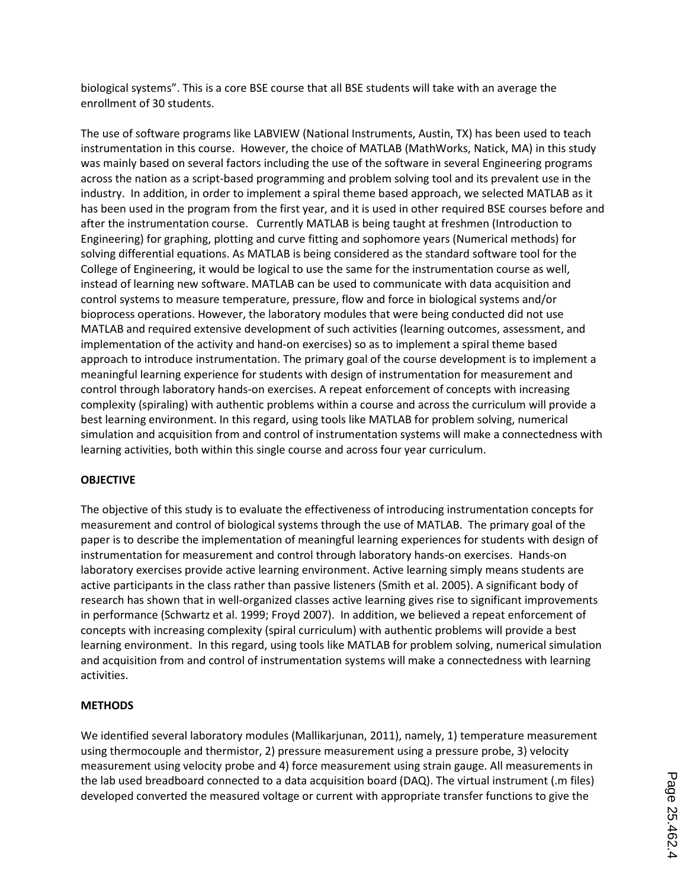biological systems". This is a core BSE course that all BSE students will take with an average the enrollment of 30 students.

The use of software programs like LABVIEW (National Instruments, Austin, TX) has been used to teach instrumentation in this course. However, the choice of MATLAB (MathWorks, Natick, MA) in this study was mainly based on several factors including the use of the software in several Engineering programs across the nation as a script-based programming and problem solving tool and its prevalent use in the industry. In addition, in order to implement a spiral theme based approach, we selected MATLAB as it has been used in the program from the first year, and it is used in other required BSE courses before and after the instrumentation course. Currently MATLAB is being taught at freshmen (Introduction to Engineering) for graphing, plotting and curve fitting and sophomore years (Numerical methods) for solving differential equations. As MATLAB is being considered as the standard software tool for the College of Engineering, it would be logical to use the same for the instrumentation course as well, instead of learning new software. MATLAB can be used to communicate with data acquisition and control systems to measure temperature, pressure, flow and force in biological systems and/or bioprocess operations. However, the laboratory modules that were being conducted did not use MATLAB and required extensive development of such activities (learning outcomes, assessment, and implementation of the activity and hand-on exercises) so as to implement a spiral theme based approach to introduce instrumentation. The primary goal of the course development is to implement a meaningful learning experience for students with design of instrumentation for measurement and control through laboratory hands-on exercises. A repeat enforcement of concepts with increasing complexity (spiraling) with authentic problems within a course and across the curriculum will provide a best learning environment. In this regard, using tools like MATLAB for problem solving, numerical simulation and acquisition from and control of instrumentation systems will make a connectedness with learning activities, both within this single course and across four year curriculum.

## OBJECTIVE

The objective of this study is to evaluate the effectiveness of introducing instrumentation concepts for measurement and control of biological systems through the use of MATLAB. The primary goal of the paper is to describe the implementation of meaningful learning experiences for students with design of instrumentation for measurement and control through laboratory hands-on exercises. Hands-on laboratory exercises provide active learning environment. Active learning simply means students are active participants in the class rather than passive listeners (Smith et al. 2005). A significant body of research has shown that in well-organized classes active learning gives rise to significant improvements in performance (Schwartz et al. 1999; Froyd 2007). In addition, we believed a repeat enforcement of concepts with increasing complexity (spiral curriculum) with authentic problems will provide a best learning environment. In this regard, using tools like MATLAB for problem solving, numerical simulation and acquisition from and control of instrumentation systems will make a connectedness with learning activities.

## METHODS

We identified several laboratory modules (Mallikarjunan, 2011), namely, 1) temperature measurement using thermocouple and thermistor, 2) pressure measurement using a pressure probe, 3) velocity measurement using velocity probe and 4) force measurement using strain gauge. All measurements in the lab used breadboard connected to a data acquisition board (DAQ). The virtual instrument (.m files) developed converted the measured voltage or current with appropriate transfer functions to give the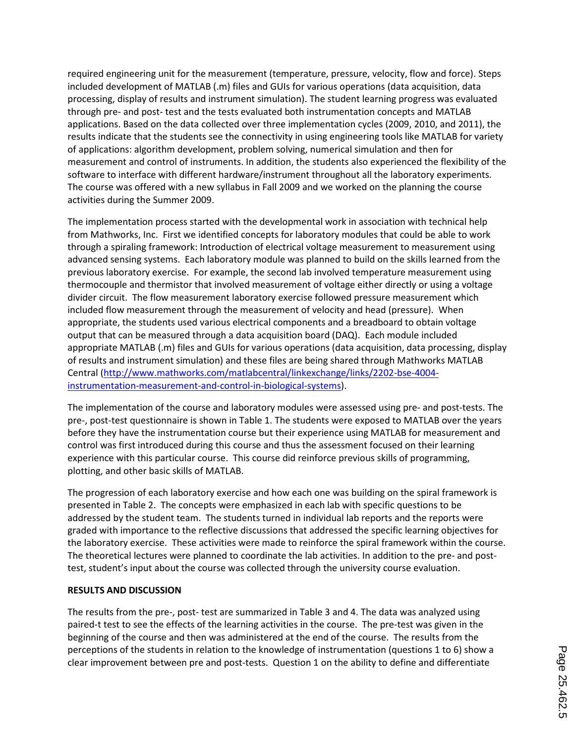required engineering unit for the measurement (temperature, pressure, velocity, flow and force). Steps included development of MATLAB (.m) files and GUIs for various operations (data acquisition, data processing, display of results and instrument simulation). The student learning progress was evaluated through pre- and post- test and the tests evaluated both instrumentation concepts and MATLAB applications. Based on the data collected over three implementation cycles (2009, 2010, and 2011), the results indicate that the students see the connectivity in using engineering tools like MATLAB for variety of applications: algorithm development, problem solving, numerical simulation and then for measurement and control of instruments. In addition, the students also experienced the flexibility of the software to interface with different hardware/instrument throughout all the laboratory experiments. The course was offered with a new syllabus in Fall 2009 and we worked on the planning the course activities during the Summer 2009.

The implementation process started with the developmental work in association with technical help from Mathworks, Inc. First we identified concepts for laboratory modules that could be able to work through a spiraling framework: Introduction of electrical voltage measurement to measurement using advanced sensing systems. Each laboratory module was planned to build on the skills learned from the previous laboratory exercise. For example, the second lab involved temperature measurement using thermocouple and thermistor that involved measurement of voltage either directly or using a voltage divider circuit. The flow measurement laboratory exercise followed pressure measurement which included flow measurement through the measurement of velocity and head (pressure). When appropriate, the students used various electrical components and a breadboard to obtain voltage output that can be measured through a data acquisition board (DAQ). Each module included appropriate MATLAB (.m) files and GUIs for various operations (data acquisition, data processing, display of results and instrument simulation) and these files are being shared through Mathworks MATLAB Central (http://www.mathworks.com/matlabcentral/linkexchange/links/2202-bse-4004-instrumentation-measurement-and-control-in-biological-systems).

The implementation of the course and laboratory modules were assessed using pre- and post-tests. The pre-, post-test questionnaire is shown in Table 1. The students were exposed to MATLAB over the years before they have the instrumentation course but their experience using MATLAB for measurement and control was first introduced during this course and thus the assessment focused on their learning experience with this particular course. This course did reinforce previous skills of programming, plotting, and other basic skills of MATLAB.

The progression of each laboratory exercise and how each one was building on the spiral framework is presented in Table 2. The concepts were emphasized in each lab with specific questions to be addressed by the student team. The students turned in individual lab reports and the reports were graded with importance to the reflective discussions that addressed the specific learning objectives for the laboratory exercise. These activities were made to reinforce the spiral framework within the course. The theoretical lectures were planned to coordinate the lab activities. In addition to the pre- and post-test, student's input about the course was collected through the university course evaluation.

## RESULTS AND DISCUSSION

The results from the pre-, post- test are summarized in Table 3 and 4. The data was analyzed using paired-t test to see the effects of the learning activities in the course. The pre-test was given in the beginning of the course and then was administered at the end of the course. The results from the perceptions of the students in relation to the knowledge of instrumentation (questions 1 to 6) show a clear improvement between pre and post-tests. Question 1 on the ability to define and differentiate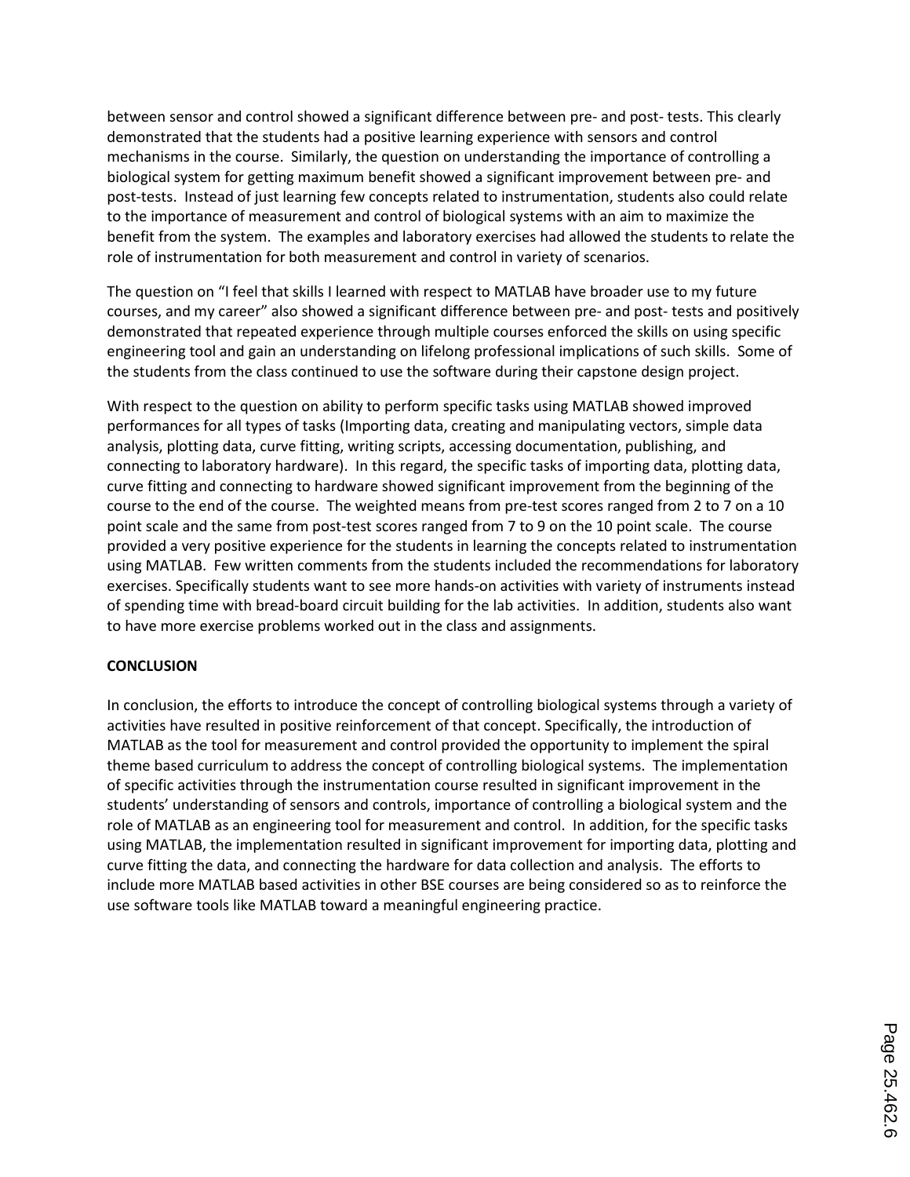between sensor and control showed a significant difference between pre- and post- tests. This clearly demonstrated that the students had a positive learning experience with sensors and control mechanisms in the course. Similarly, the question on understanding the importance of controlling a biological system for getting maximum benefit showed a significant improvement between pre- and post-tests. Instead of just learning few concepts related to instrumentation, students also could relate to the importance of measurement and control of biological systems with an aim to maximize the benefit from the system. The examples and laboratory exercises had allowed the students to relate the role of instrumentation for both measurement and control in variety of scenarios.

The question on "I feel that skills I learned with respect to MATLAB have broader use to my future courses, and my career" also showed a significant difference between pre- and post- tests and positively demonstrated that repeated experience through multiple courses enforced the skills on using specific engineering tool and gain an understanding on lifelong professional implications of such skills. Some of the students from the class continued to use the software during their capstone design project.

With respect to the question on ability to perform specific tasks using MATLAB showed improved performances for all types of tasks (Importing data, creating and manipulating vectors, simple data analysis, plotting data, curve fitting, writing scripts, accessing documentation, publishing, and connecting to laboratory hardware). In this regard, the specific tasks of importing data, plotting data, curve fitting and connecting to hardware showed significant improvement from the beginning of the course to the end of the course. The weighted means from pre-test scores ranged from 2 to 7 on a 10 point scale and the same from post-test scores ranged from 7 to 9 on the 10 point scale. The course provided a very positive experience for the students in learning the concepts related to instrumentation using MATLAB. Few written comments from the students included the recommendations for laboratory exercises. Specifically students want to see more hands-on activities with variety of instruments instead of spending time with bread-board circuit building for the lab activities. In addition, students also want to have more exercise problems worked out in the class and assignments.

**CONCLUSION**

In conclusion, the efforts to introduce the concept of controlling biological systems through a variety of activities have resulted in positive reinforcement of that concept. Specifically, the introduction of MATLAB as the tool for measurement and control provided the opportunity to implement the spiral theme based curriculum to address the concept of controlling biological systems. The implementation of specific activities through the instrumentation course resulted in significant improvement in the students' understanding of sensors and controls, importance of controlling a biological system and the role of MATLAB as an engineering tool for measurement and control. In addition, for the specific tasks using MATLAB, the implementation resulted in significant improvement for importing data, plotting and curve fitting the data, and connecting the hardware for data collection and analysis. The efforts to include more MATLAB based activities in other BSE courses are being considered so as to reinforce the use software tools like MATLAB toward a meaningful engineering practice.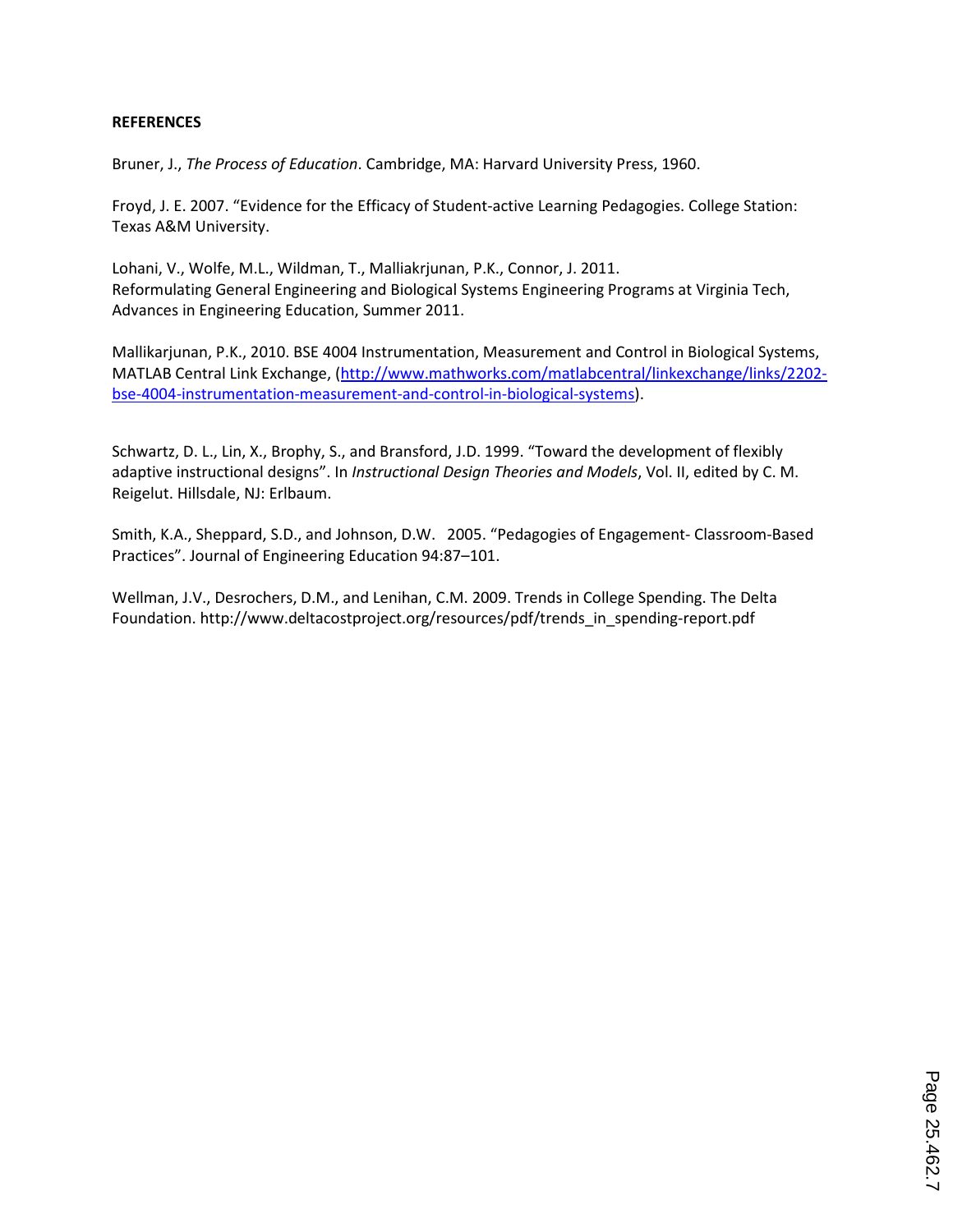**REFERENCES**

Bruner, J., *The Process of Education*. Cambridge, MA: Harvard University Press, 1960.

Froyd, J. E. 2007. "Evidence for the Efficacy of Student-active Learning Pedagogies. College Station: Texas A&M University.

Lohani, V., Wolfe, M.L., Wildman, T., Malliakrjunan, P.K., Connor, J. 2011. Reformulating General Engineering and Biological Systems Engineering Programs at Virginia Tech, Advances in Engineering Education, Summer 2011.

Mallikarjunan, P.K., 2010. BSE 4004 Instrumentation, Measurement and Control in Biological Systems, MATLAB Central Link Exchange, (http://www.mathworks.com/matlabcentral/linkexchange/links/2202-bse-4004-instrumentation-measurement-and-control-in-biological-systems).

Schwartz, D. L., Lin, X., Brophy, S., and Bransford, J.D. 1999. "Toward the development of flexibly adaptive instructional designs". In *Instructional Design Theories and Models*, Vol. II, edited by C. M. Reigelut. Hillsdale, NJ: Erlbaum.

Smith, K.A., Sheppard, S.D., and Johnson, D.W. 2005. "Pedagogies of Engagement- Classroom-Based Practices". Journal of Engineering Education 94:87–101.

Wellman, J.V., Desrochers, D.M., and Lenihan, C.M. 2009. Trends in College Spending. The Delta Foundation. http://www.deltacostproject.org/resources/pdf/trends_in_spending-report.pdf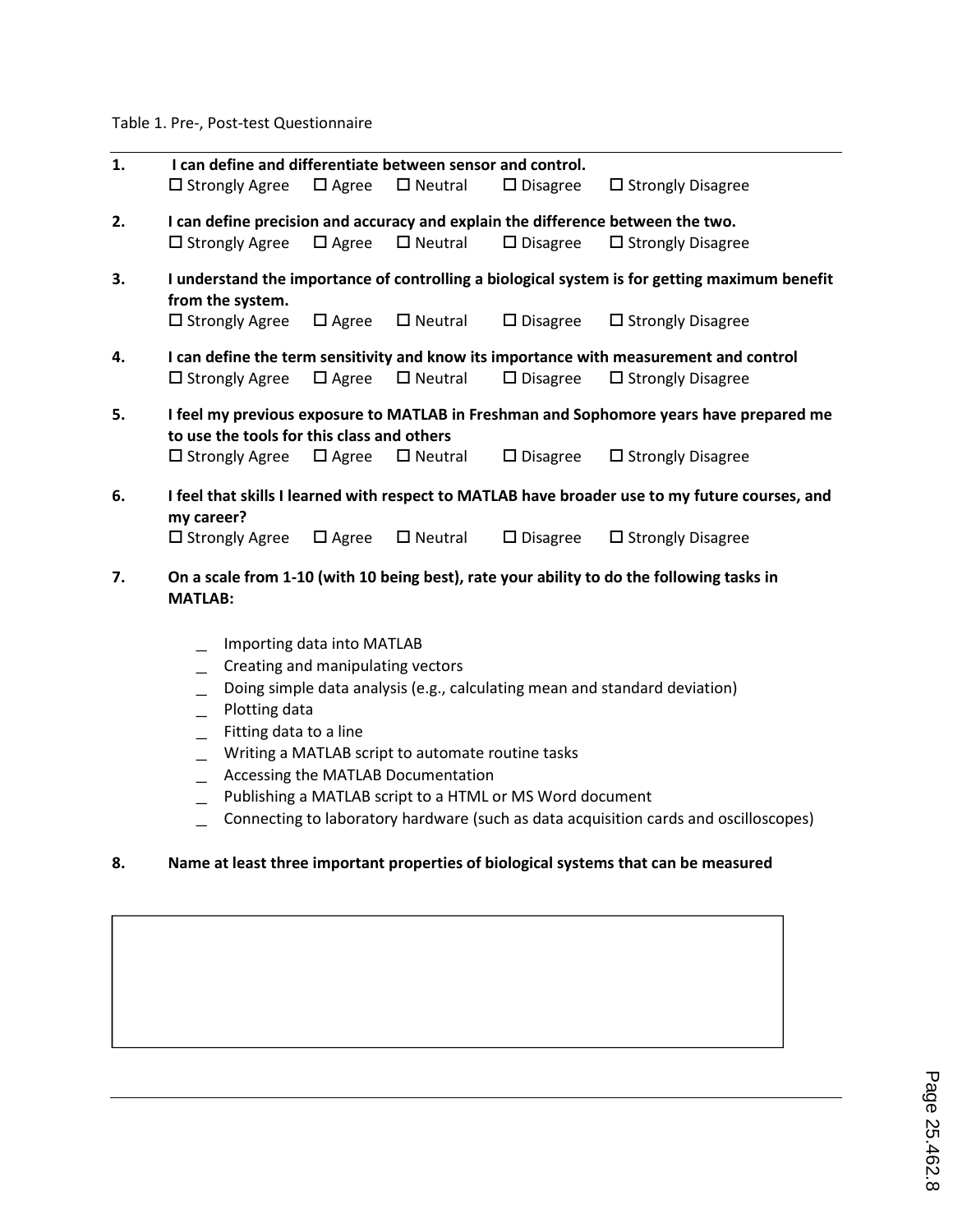Table 1. Pre-, Post-test Questionnaire

**1. I can define and differentiate between sensor and control.**

☐ Strongly Agree ☐ Agree ☐ Neutral ☐ Disagree ☐ Strongly Disagree

**2. I can define precision and accuracy and explain the difference between the two.**

☐ Strongly Agree ☐ Agree ☐ Neutral ☐ Disagree ☐ Strongly Disagree

**3. I understand the importance of controlling a biological system is for getting maximum benefit from the system.**

☐ Strongly Agree ☐ Agree ☐ Neutral ☐ Disagree ☐ Strongly Disagree

**4. I can define the term sensitivity and know its importance with measurement and control**

☐ Strongly Agree ☐ Agree ☐ Neutral ☐ Disagree ☐ Strongly Disagree

**5. I feel my previous exposure to MATLAB in Freshman and Sophomore years have prepared me to use the tools for this class and others**

☐ Strongly Agree ☐ Agree ☐ Neutral ☐ Disagree ☐ Strongly Disagree

**6. I feel that skills I learned with respect to MATLAB have broader use to my future courses, and my career?**

☐ Strongly Agree ☐ Agree ☐ Neutral ☐ Disagree ☐ Strongly Disagree

**7. On a scale from 1-10 (with 10 being best), rate your ability to do the following tasks in MATLAB:**

_ Importing data into MATLAB  
_ Creating and manipulating vectors  
_ Doing simple data analysis (e.g., calculating mean and standard deviation)  
_ Plotting data  
_ Fitting data to a line  
_ Writing a MATLAB script to automate routine tasks  
_ Accessing the MATLAB Documentation  
_ Publishing a MATLAB script to a HTML or MS Word document  
_ Connecting to laboratory hardware (such as data acquisition cards and oscilloscopes)

**8. Name at least three important properties of biological systems that can be measured**

|  |
|---|
|  |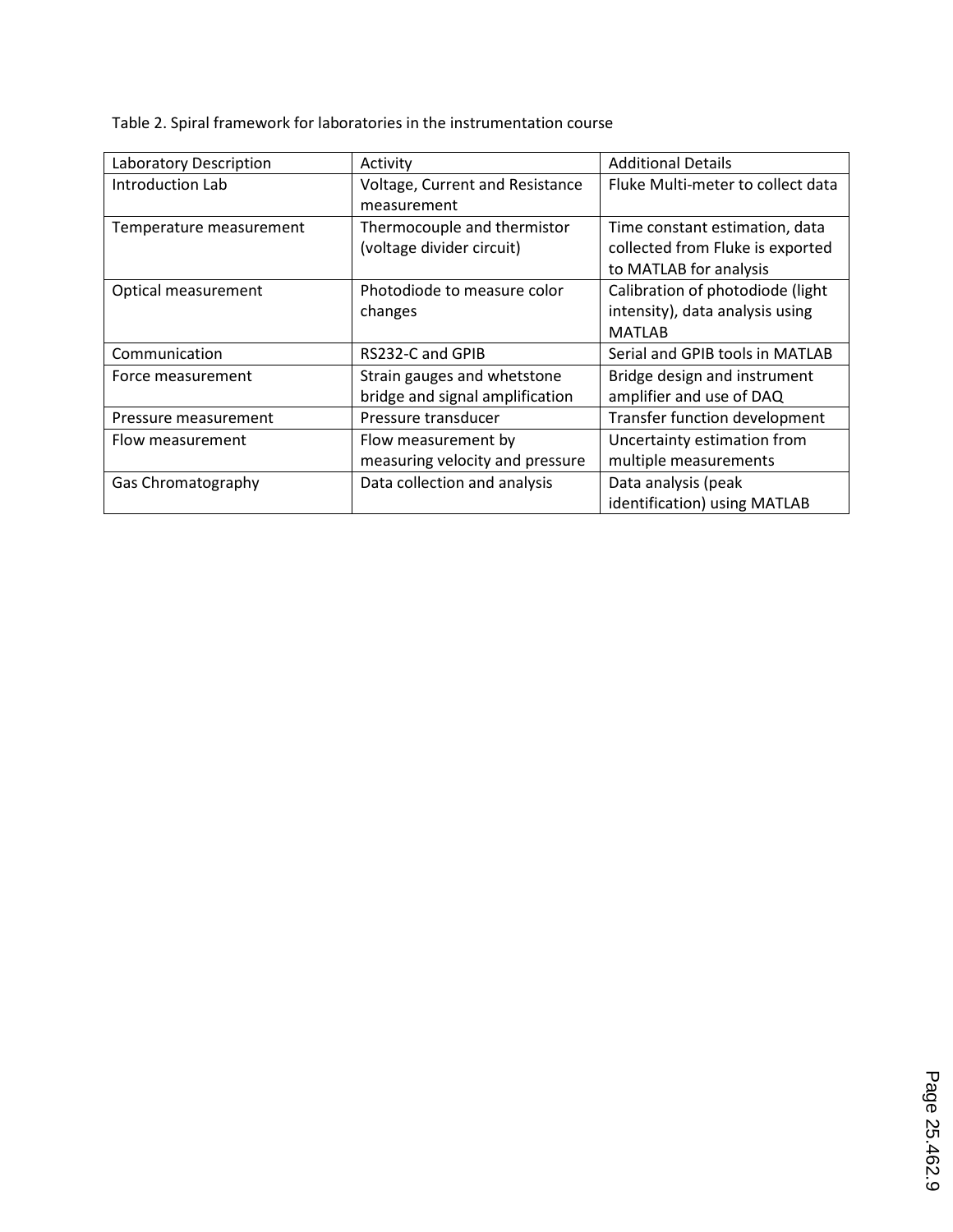Table 2. Spiral framework for laboratories in the instrumentation course

| Laboratory Description | Activity | Additional Details |
| --- | --- | --- |
| Introduction Lab | Voltage, Current and Resistance measurement | Fluke Multi-meter to collect data |
| Temperature measurement | Thermocouple and thermistor (voltage divider circuit) | Time constant estimation, data collected from Fluke is exported to MATLAB for analysis |
| Optical measurement | Photodiode to measure color changes | Calibration of photodiode (light intensity), data analysis using MATLAB |
| Communication | RS232-C and GPIB | Serial and GPIB tools in MATLAB |
| Force measurement | Strain gauges and whetstone bridge and signal amplification | Bridge design and instrument amplifier and use of DAQ |
| Pressure measurement | Pressure transducer | Transfer function development |
| Flow measurement | Flow measurement by measuring velocity and pressure | Uncertainty estimation from multiple measurements |
| Gas Chromatography | Data collection and analysis | Data analysis (peak identification) using MATLAB |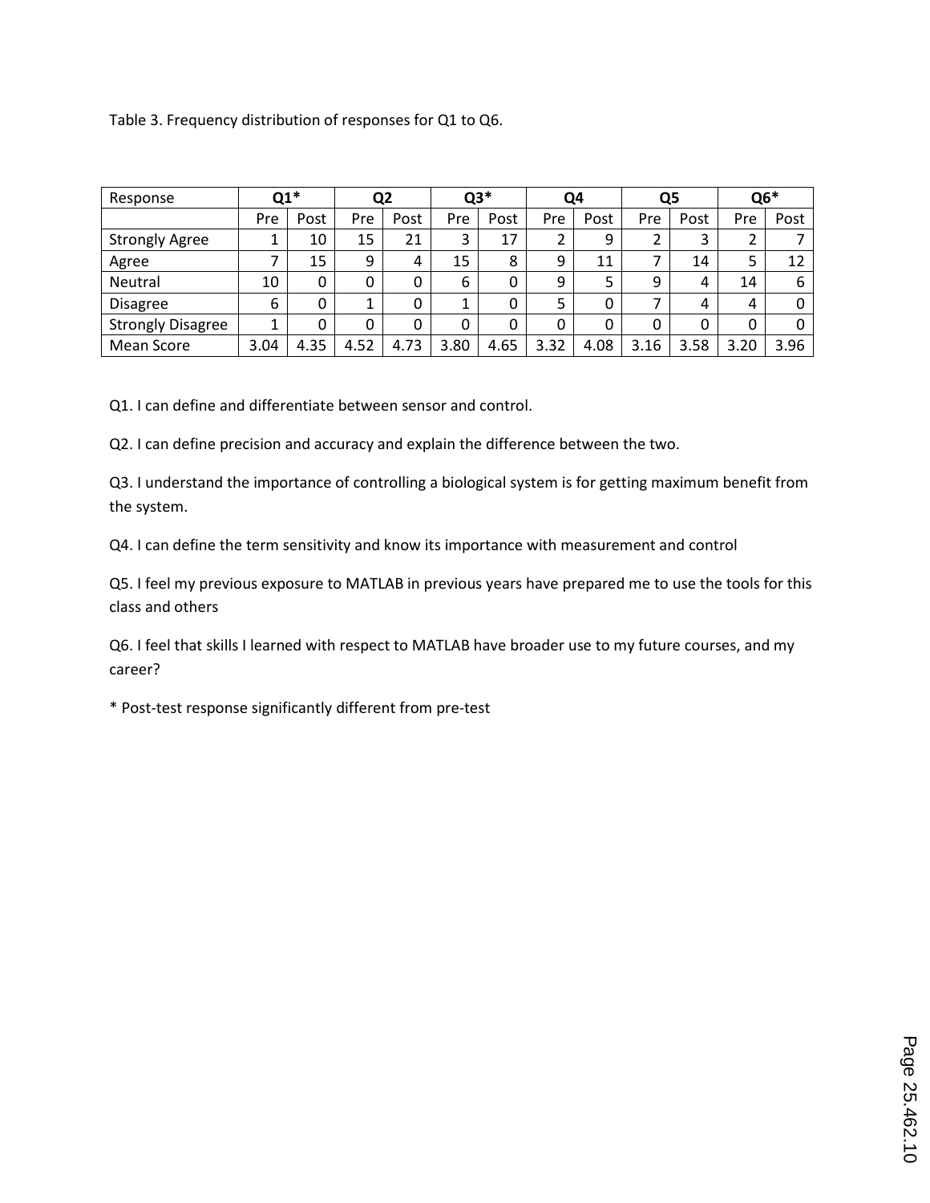Table 3. Frequency distribution of responses for Q1 to Q6.

| Response | Q1* | | Q2 | | Q3* | | Q4 | | Q5 | | Q6* | |
|---|---|---|---|---|---|---|---|---|---|---|---|---|
| | Pre | Post | Pre | Post | Pre | Post | Pre | Post | Pre | Post | Pre | Post |
| Strongly Agree | 1 | 10 | 15 | 21 | 3 | 17 | 2 | 9 | 2 | 3 | 2 | 7 |
| Agree | 7 | 15 | 9 | 4 | 15 | 8 | 9 | 11 | 7 | 14 | 5 | 12 |
| Neutral | 10 | 0 | 0 | 0 | 6 | 0 | 9 | 5 | 9 | 4 | 14 | 6 |
| Disagree | 6 | 0 | 1 | 0 | 1 | 0 | 5 | 0 | 7 | 4 | 4 | 0 |
| Strongly Disagree | 1 | 0 | 0 | 0 | 0 | 0 | 0 | 0 | 0 | 0 | 0 | 0 |
| Mean Score | 3.04 | 4.35 | 4.52 | 4.73 | 3.80 | 4.65 | 3.32 | 4.08 | 3.16 | 3.58 | 3.20 | 3.96 |

Q1. I can define and differentiate between sensor and control.

Q2. I can define precision and accuracy and explain the difference between the two.

Q3. I understand the importance of controlling a biological system is for getting maximum benefit from the system.

Q4. I can define the term sensitivity and know its importance with measurement and control

Q5. I feel my previous exposure to MATLAB in previous years have prepared me to use the tools for this class and others

Q6. I feel that skills I learned with respect to MATLAB have broader use to my future courses, and my career?

* Post-test response significantly different from pre-test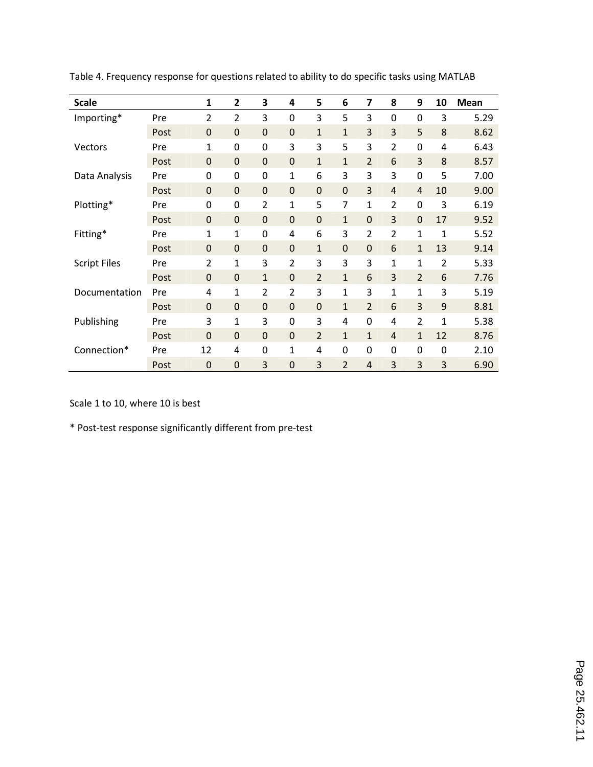Table 4. Frequency response for questions related to ability to do specific tasks using MATLAB

| Scale | | 1 | 2 | 3 | 4 | 5 | 6 | 7 | 8 | 9 | 10 | Mean |
|---|---|---|---|---|---|---|---|---|---|---|---|---|
| Importing* | Pre | 2 | 2 | 3 | 0 | 3 | 5 | 3 | 0 | 0 | 3 | 5.29 |
| | Post | 0 | 0 | 0 | 0 | 1 | 1 | 3 | 3 | 5 | 8 | 8.62 |
| Vectors | Pre | 1 | 0 | 0 | 3 | 3 | 5 | 3 | 2 | 0 | 4 | 6.43 |
| | Post | 0 | 0 | 0 | 0 | 1 | 1 | 2 | 6 | 3 | 8 | 8.57 |
| Data Analysis | Pre | 0 | 0 | 0 | 1 | 6 | 3 | 3 | 3 | 0 | 5 | 7.00 |
| | Post | 0 | 0 | 0 | 0 | 0 | 0 | 3 | 4 | 4 | 10 | 9.00 |
| Plotting* | Pre | 0 | 0 | 2 | 1 | 5 | 7 | 1 | 2 | 0 | 3 | 6.19 |
| | Post | 0 | 0 | 0 | 0 | 0 | 1 | 0 | 3 | 0 | 17 | 9.52 |
| Fitting* | Pre | 1 | 1 | 0 | 4 | 6 | 3 | 2 | 2 | 1 | 1 | 5.52 |
| | Post | 0 | 0 | 0 | 0 | 1 | 0 | 0 | 6 | 1 | 13 | 9.14 |
| Script Files | Pre | 2 | 1 | 3 | 2 | 3 | 3 | 3 | 1 | 1 | 2 | 5.33 |
| | Post | 0 | 0 | 1 | 0 | 2 | 1 | 6 | 3 | 2 | 6 | 7.76 |
| Documentation | Pre | 4 | 1 | 2 | 2 | 3 | 1 | 3 | 1 | 1 | 3 | 5.19 |
| | Post | 0 | 0 | 0 | 0 | 0 | 1 | 2 | 6 | 3 | 9 | 8.81 |
| Publishing | Pre | 3 | 1 | 3 | 0 | 3 | 4 | 0 | 4 | 2 | 1 | 5.38 |
| | Post | 0 | 0 | 0 | 0 | 2 | 1 | 1 | 4 | 1 | 12 | 8.76 |
| Connection* | Pre | 12 | 4 | 0 | 1 | 4 | 0 | 0 | 0 | 0 | 0 | 2.10 |
| | Post | 0 | 0 | 3 | 0 | 3 | 2 | 4 | 3 | 3 | 3 | 6.90 |

Scale 1 to 10, where 10 is best

* Post-test response significantly different from pre-test